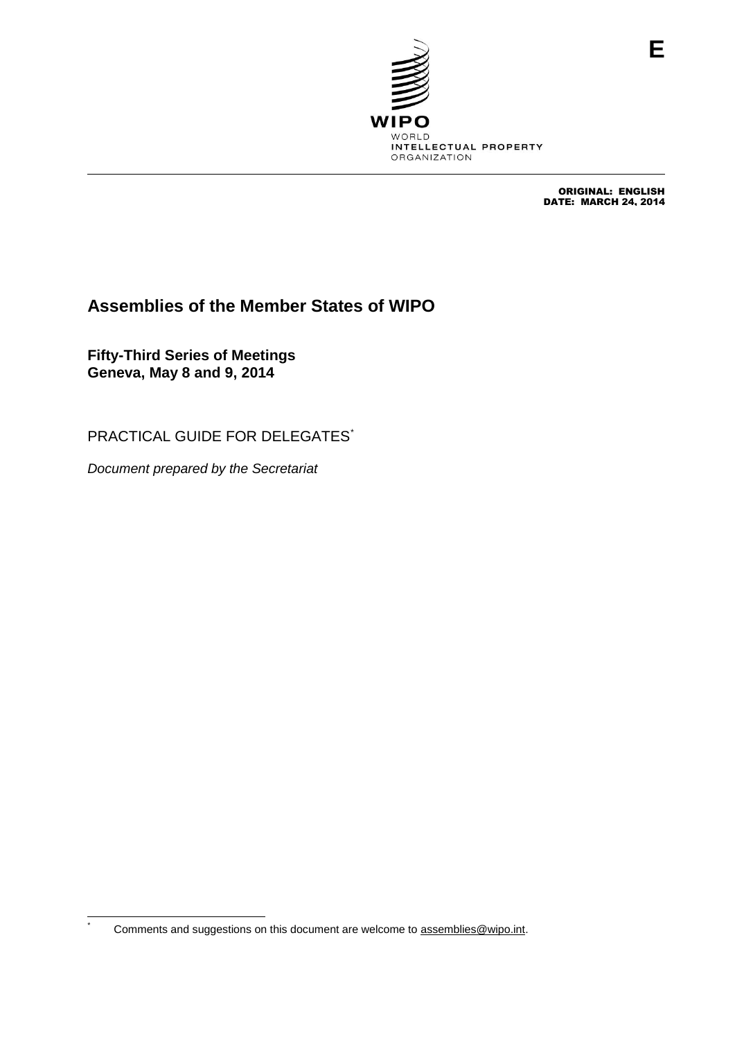E

WIPO
WORLD
INTELLECTUAL PROPERTY
ORGANIZATION

ORIGINAL: ENGLISH
DATE: MARCH 24, 2014

# Assemblies of the Member States of WIPO

**Fifty-Third Series of Meetings**
**Geneva, May 8 and 9, 2014**

## PRACTICAL GUIDE FOR DELEGATES*

*Document prepared by the Secretariat*

---

\* Comments and suggestions on this document are welcome to assemblies@wipo.int.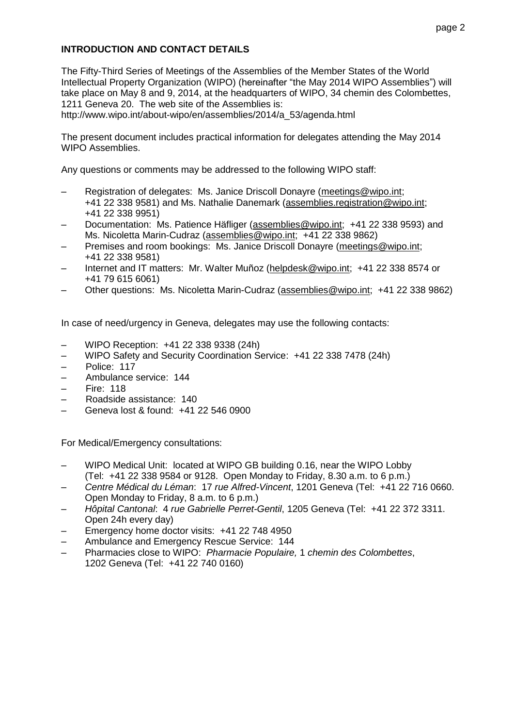**INTRODUCTION AND CONTACT DETAILS**

The Fifty-Third Series of Meetings of the Assemblies of the Member States of the World Intellectual Property Organization (WIPO) (hereinafter "the May 2014 WIPO Assemblies") will take place on May 8 and 9, 2014, at the headquarters of WIPO, 34 chemin des Colombettes, 1211 Geneva 20. The web site of the Assemblies is: http://www.wipo.int/about-wipo/en/assemblies/2014/a_53/agenda.html

The present document includes practical information for delegates attending the May 2014 WIPO Assemblies.

Any questions or comments may be addressed to the following WIPO staff:

- Registration of delegates: Ms. Janice Driscoll Donayre (meetings@wipo.int; +41 22 338 9581) and Ms. Nathalie Danemark (assemblies.registration@wipo.int; +41 22 338 9951)
- Documentation: Ms. Patience Häfliger (assemblies@wipo.int; +41 22 338 9593) and Ms. Nicoletta Marin-Cudraz (assemblies@wipo.int; +41 22 338 9862)
- Premises and room bookings: Ms. Janice Driscoll Donayre (meetings@wipo.int; +41 22 338 9581)
- Internet and IT matters: Mr. Walter Muñoz (helpdesk@wipo.int; +41 22 338 8574 or +41 79 615 6061)
- Other questions: Ms. Nicoletta Marin-Cudraz (assemblies@wipo.int; +41 22 338 9862)

In case of need/urgency in Geneva, delegates may use the following contacts:

- WIPO Reception: +41 22 338 9338 (24h)
- WIPO Safety and Security Coordination Service: +41 22 338 7478 (24h)
- Police: 117
- Ambulance service: 144
- Fire: 118
- Roadside assistance: 140
- Geneva lost & found: +41 22 546 0900

For Medical/Emergency consultations:

- WIPO Medical Unit: located at WIPO GB building 0.16, near the WIPO Lobby (Tel: +41 22 338 9584 or 9128. Open Monday to Friday, 8.30 a.m. to 6 p.m.)
- *Centre Médical du Léman*: 17 *rue Alfred-Vincent*, 1201 Geneva (Tel: +41 22 716 0660. Open Monday to Friday, 8 a.m. to 6 p.m.)
- *Hôpital Cantonal*: 4 *rue Gabrielle Perret-Gentil*, 1205 Geneva (Tel: +41 22 372 3311. Open 24h every day)
- Emergency home doctor visits: +41 22 748 4950
- Ambulance and Emergency Rescue Service: 144
- Pharmacies close to WIPO: *Pharmacie Populaire,* 1 *chemin des Colombettes*, 1202 Geneva (Tel: +41 22 740 0160)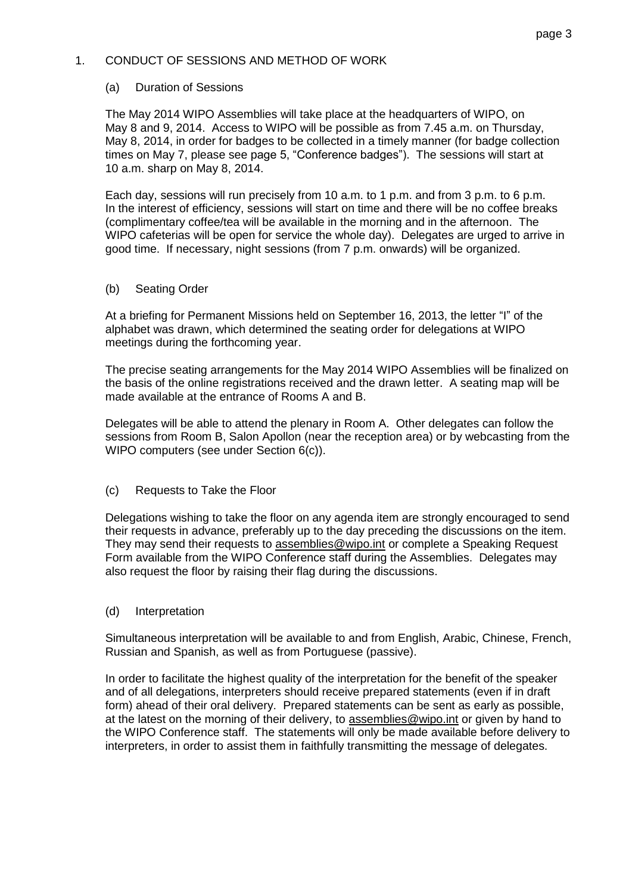## 1. CONDUCT OF SESSIONS AND METHOD OF WORK

### (a) Duration of Sessions

The May 2014 WIPO Assemblies will take place at the headquarters of WIPO, on May 8 and 9, 2014. Access to WIPO will be possible as from 7.45 a.m. on Thursday, May 8, 2014, in order for badges to be collected in a timely manner (for badge collection times on May 7, please see page 5, "Conference badges"). The sessions will start at 10 a.m. sharp on May 8, 2014.

Each day, sessions will run precisely from 10 a.m. to 1 p.m. and from 3 p.m. to 6 p.m. In the interest of efficiency, sessions will start on time and there will be no coffee breaks (complimentary coffee/tea will be available in the morning and in the afternoon. The WIPO cafeterias will be open for service the whole day). Delegates are urged to arrive in good time. If necessary, night sessions (from 7 p.m. onwards) will be organized.

### (b) Seating Order

At a briefing for Permanent Missions held on September 16, 2013, the letter "I" of the alphabet was drawn, which determined the seating order for delegations at WIPO meetings during the forthcoming year.

The precise seating arrangements for the May 2014 WIPO Assemblies will be finalized on the basis of the online registrations received and the drawn letter. A seating map will be made available at the entrance of Rooms A and B.

Delegates will be able to attend the plenary in Room A. Other delegates can follow the sessions from Room B, Salon Apollon (near the reception area) or by webcasting from the WIPO computers (see under Section 6(c)).

### (c) Requests to Take the Floor

Delegations wishing to take the floor on any agenda item are strongly encouraged to send their requests in advance, preferably up to the day preceding the discussions on the item. They may send their requests to assemblies@wipo.int or complete a Speaking Request Form available from the WIPO Conference staff during the Assemblies. Delegates may also request the floor by raising their flag during the discussions.

### (d) Interpretation

Simultaneous interpretation will be available to and from English, Arabic, Chinese, French, Russian and Spanish, as well as from Portuguese (passive).

In order to facilitate the highest quality of the interpretation for the benefit of the speaker and of all delegations, interpreters should receive prepared statements (even if in draft form) ahead of their oral delivery. Prepared statements can be sent as early as possible, at the latest on the morning of their delivery, to assemblies@wipo.int or given by hand to the WIPO Conference staff. The statements will only be made available before delivery to interpreters, in order to assist them in faithfully transmitting the message of delegates.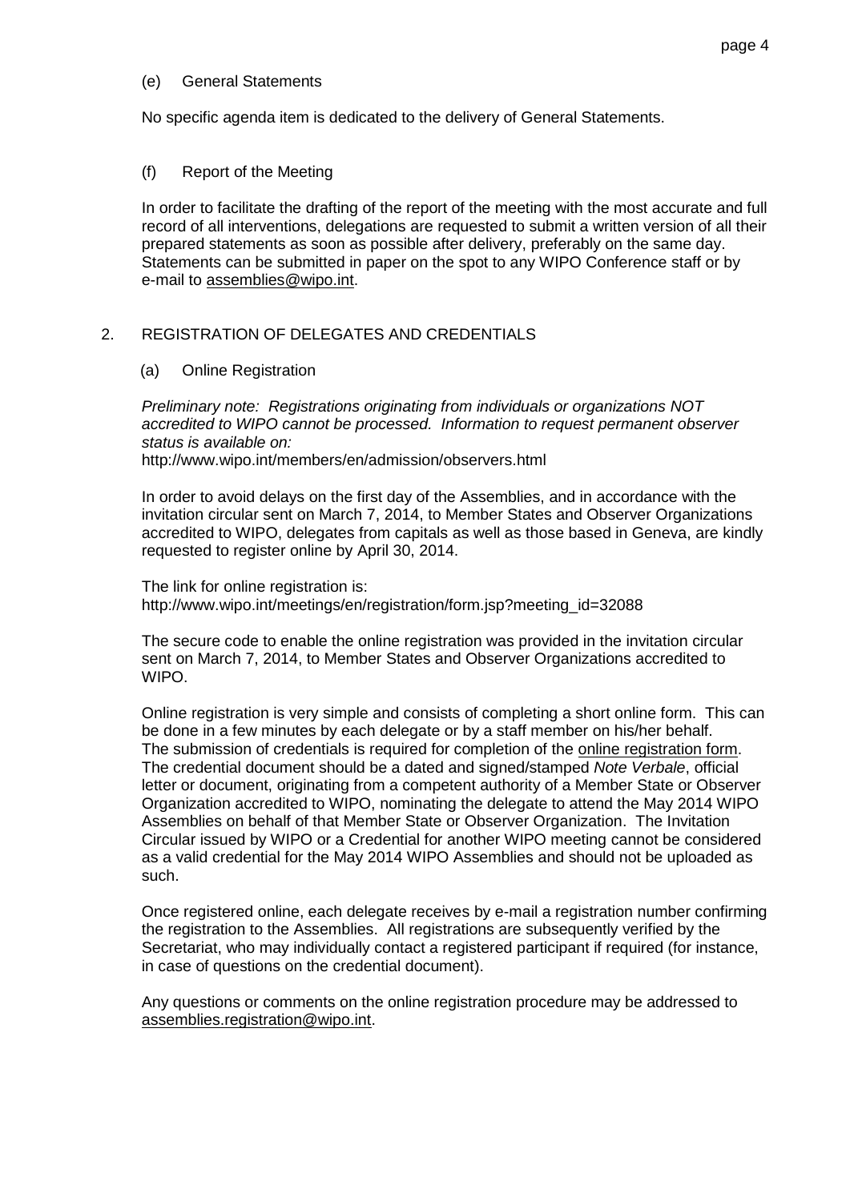### (e) General Statements

No specific agenda item is dedicated to the delivery of General Statements.

### (f) Report of the Meeting

In order to facilitate the drafting of the report of the meeting with the most accurate and full record of all interventions, delegations are requested to submit a written version of all their prepared statements as soon as possible after delivery, preferably on the same day. Statements can be submitted in paper on the spot to any WIPO Conference staff or by e-mail to assemblies@wipo.int.

## 2. REGISTRATION OF DELEGATES AND CREDENTIALS

### (a) Online Registration

*Preliminary note: Registrations originating from individuals or organizations NOT accredited to WIPO cannot be processed. Information to request permanent observer status is available on:*
http://www.wipo.int/members/en/admission/observers.html

In order to avoid delays on the first day of the Assemblies, and in accordance with the invitation circular sent on March 7, 2014, to Member States and Observer Organizations accredited to WIPO, delegates from capitals as well as those based in Geneva, are kindly requested to register online by April 30, 2014.

The link for online registration is:
http://www.wipo.int/meetings/en/registration/form.jsp?meeting_id=32088

The secure code to enable the online registration was provided in the invitation circular sent on March 7, 2014, to Member States and Observer Organizations accredited to WIPO.

Online registration is very simple and consists of completing a short online form. This can be done in a few minutes by each delegate or by a staff member on his/her behalf. The submission of credentials is required for completion of the online registration form. The credential document should be a dated and signed/stamped *Note Verbale*, official letter or document, originating from a competent authority of a Member State or Observer Organization accredited to WIPO, nominating the delegate to attend the May 2014 WIPO Assemblies on behalf of that Member State or Observer Organization. The Invitation Circular issued by WIPO or a Credential for another WIPO meeting cannot be considered as a valid credential for the May 2014 WIPO Assemblies and should not be uploaded as such.

Once registered online, each delegate receives by e-mail a registration number confirming the registration to the Assemblies. All registrations are subsequently verified by the Secretariat, who may individually contact a registered participant if required (for instance, in case of questions on the credential document).

Any questions or comments on the online registration procedure may be addressed to assemblies.registration@wipo.int.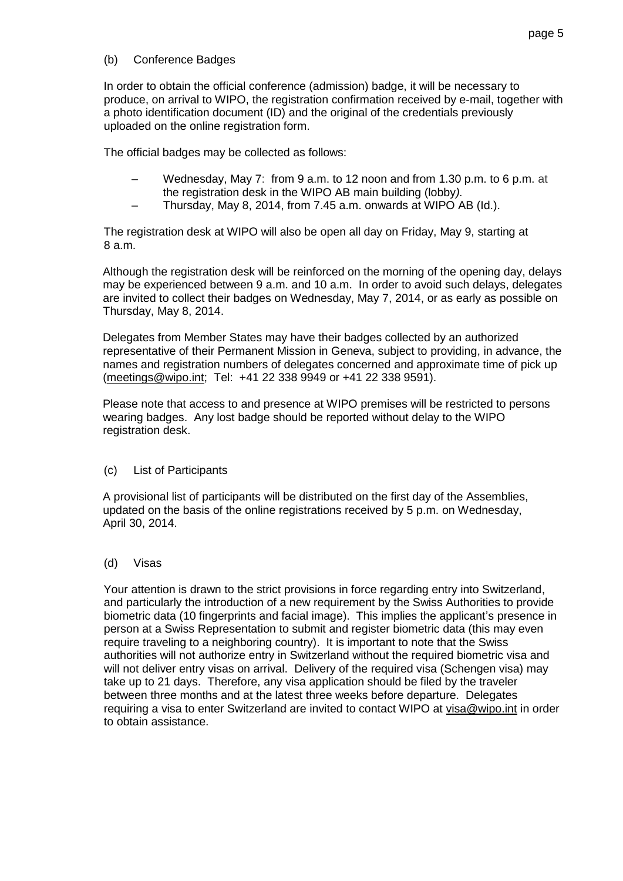### (b) Conference Badges

In order to obtain the official conference (admission) badge, it will be necessary to produce, on arrival to WIPO, the registration confirmation received by e-mail, together with a photo identification document (ID) and the original of the credentials previously uploaded on the online registration form.

The official badges may be collected as follows:

- Wednesday, May 7: from 9 a.m. to 12 noon and from 1.30 p.m. to 6 p.m. at the registration desk in the WIPO AB main building (lobby*).*
- Thursday, May 8, 2014, from 7.45 a.m. onwards at WIPO AB (Id.).

The registration desk at WIPO will also be open all day on Friday, May 9, starting at 8 a.m.

Although the registration desk will be reinforced on the morning of the opening day, delays may be experienced between 9 a.m. and 10 a.m. In order to avoid such delays, delegates are invited to collect their badges on Wednesday, May 7, 2014, or as early as possible on Thursday, May 8, 2014.

Delegates from Member States may have their badges collected by an authorized representative of their Permanent Mission in Geneva, subject to providing, in advance, the names and registration numbers of delegates concerned and approximate time of pick up (meetings@wipo.int; Tel: +41 22 338 9949 or +41 22 338 9591).

Please note that access to and presence at WIPO premises will be restricted to persons wearing badges. Any lost badge should be reported without delay to the WIPO registration desk.

### (c) List of Participants

A provisional list of participants will be distributed on the first day of the Assemblies, updated on the basis of the online registrations received by 5 p.m. on Wednesday, April 30, 2014.

### (d) Visas

Your attention is drawn to the strict provisions in force regarding entry into Switzerland, and particularly the introduction of a new requirement by the Swiss Authorities to provide biometric data (10 fingerprints and facial image). This implies the applicant's presence in person at a Swiss Representation to submit and register biometric data (this may even require traveling to a neighboring country). It is important to note that the Swiss authorities will not authorize entry in Switzerland without the required biometric visa and will not deliver entry visas on arrival. Delivery of the required visa (Schengen visa) may take up to 21 days. Therefore, any visa application should be filed by the traveler between three months and at the latest three weeks before departure. Delegates requiring a visa to enter Switzerland are invited to contact WIPO at visa@wipo.int in order to obtain assistance.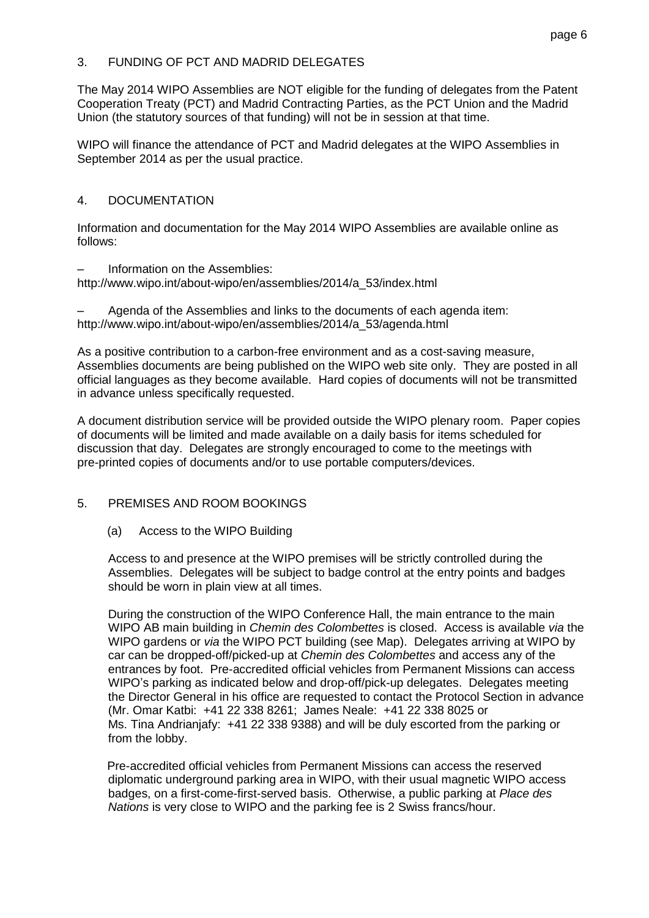## 3. FUNDING OF PCT AND MADRID DELEGATES

The May 2014 WIPO Assemblies are NOT eligible for the funding of delegates from the Patent Cooperation Treaty (PCT) and Madrid Contracting Parties, as the PCT Union and the Madrid Union (the statutory sources of that funding) will not be in session at that time.

WIPO will finance the attendance of PCT and Madrid delegates at the WIPO Assemblies in September 2014 as per the usual practice.

## 4. DOCUMENTATION

Information and documentation for the May 2014 WIPO Assemblies are available online as follows:

– Information on the Assemblies:
http://www.wipo.int/about-wipo/en/assemblies/2014/a_53/index.html

– Agenda of the Assemblies and links to the documents of each agenda item:
http://www.wipo.int/about-wipo/en/assemblies/2014/a_53/agenda.html

As a positive contribution to a carbon-free environment and as a cost-saving measure, Assemblies documents are being published on the WIPO web site only. They are posted in all official languages as they become available. Hard copies of documents will not be transmitted in advance unless specifically requested.

A document distribution service will be provided outside the WIPO plenary room. Paper copies of documents will be limited and made available on a daily basis for items scheduled for discussion that day. Delegates are strongly encouraged to come to the meetings with pre-printed copies of documents and/or to use portable computers/devices.

## 5. PREMISES AND ROOM BOOKINGS

### (a) Access to the WIPO Building

Access to and presence at the WIPO premises will be strictly controlled during the Assemblies. Delegates will be subject to badge control at the entry points and badges should be worn in plain view at all times.

During the construction of the WIPO Conference Hall, the main entrance to the main WIPO AB main building in *Chemin des Colombettes* is closed. Access is available *via* the WIPO gardens or *via* the WIPO PCT building (see Map). Delegates arriving at WIPO by car can be dropped-off/picked-up at *Chemin des Colombettes* and access any of the entrances by foot. Pre-accredited official vehicles from Permanent Missions can access WIPO's parking as indicated below and drop-off/pick-up delegates. Delegates meeting the Director General in his office are requested to contact the Protocol Section in advance (Mr. Omar Katbi: +41 22 338 8261; James Neale: +41 22 338 8025 or Ms. Tina Andrianjafy: +41 22 338 9388) and will be duly escorted from the parking or from the lobby.

Pre-accredited official vehicles from Permanent Missions can access the reserved diplomatic underground parking area in WIPO, with their usual magnetic WIPO access badges, on a first-come-first-served basis. Otherwise, a public parking at *Place des Nations* is very close to WIPO and the parking fee is 2 Swiss francs/hour.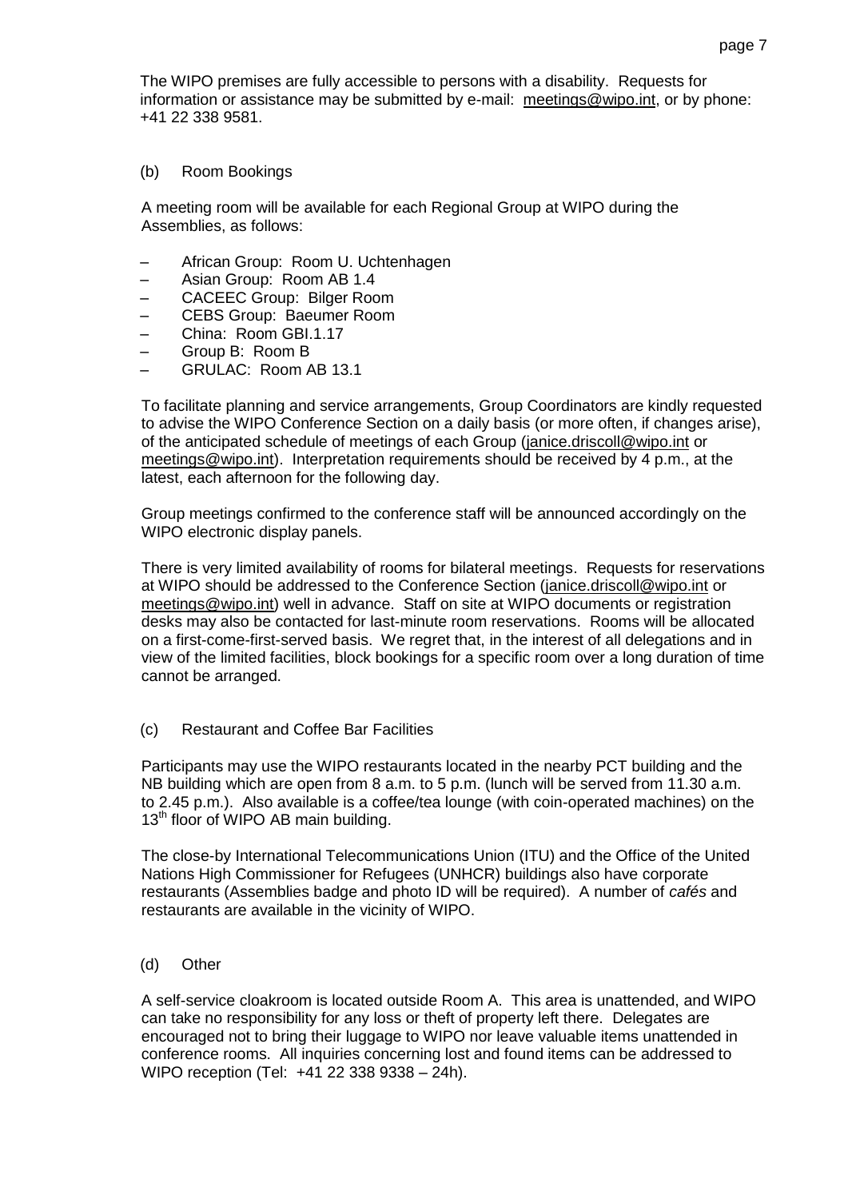The WIPO premises are fully accessible to persons with a disability. Requests for information or assistance may be submitted by e-mail: meetings@wipo.int, or by phone: +41 22 338 9581.

(b) Room Bookings

A meeting room will be available for each Regional Group at WIPO during the Assemblies, as follows:

- African Group: Room U. Uchtenhagen
- Asian Group: Room AB 1.4
- CACEEC Group: Bilger Room
- CEBS Group: Baeumer Room
- China: Room GBI.1.17
- Group B: Room B
- GRULAC: Room AB 13.1

To facilitate planning and service arrangements, Group Coordinators are kindly requested to advise the WIPO Conference Section on a daily basis (or more often, if changes arise), of the anticipated schedule of meetings of each Group (janice.driscoll@wipo.int or meetings@wipo.int). Interpretation requirements should be received by 4 p.m., at the latest, each afternoon for the following day.

Group meetings confirmed to the conference staff will be announced accordingly on the WIPO electronic display panels.

There is very limited availability of rooms for bilateral meetings. Requests for reservations at WIPO should be addressed to the Conference Section (janice.driscoll@wipo.int or meetings@wipo.int) well in advance. Staff on site at WIPO documents or registration desks may also be contacted for last-minute room reservations. Rooms will be allocated on a first-come-first-served basis. We regret that, in the interest of all delegations and in view of the limited facilities, block bookings for a specific room over a long duration of time cannot be arranged.

(c) Restaurant and Coffee Bar Facilities

Participants may use the WIPO restaurants located in the nearby PCT building and the NB building which are open from 8 a.m. to 5 p.m. (lunch will be served from 11.30 a.m. to 2.45 p.m.). Also available is a coffee/tea lounge (with coin-operated machines) on the 13th floor of WIPO AB main building.

The close-by International Telecommunications Union (ITU) and the Office of the United Nations High Commissioner for Refugees (UNHCR) buildings also have corporate restaurants (Assemblies badge and photo ID will be required). A number of *cafés* and restaurants are available in the vicinity of WIPO.

(d) Other

A self-service cloakroom is located outside Room A. This area is unattended, and WIPO can take no responsibility for any loss or theft of property left there. Delegates are encouraged not to bring their luggage to WIPO nor leave valuable items unattended in conference rooms. All inquiries concerning lost and found items can be addressed to WIPO reception (Tel: +41 22 338 9338 – 24h).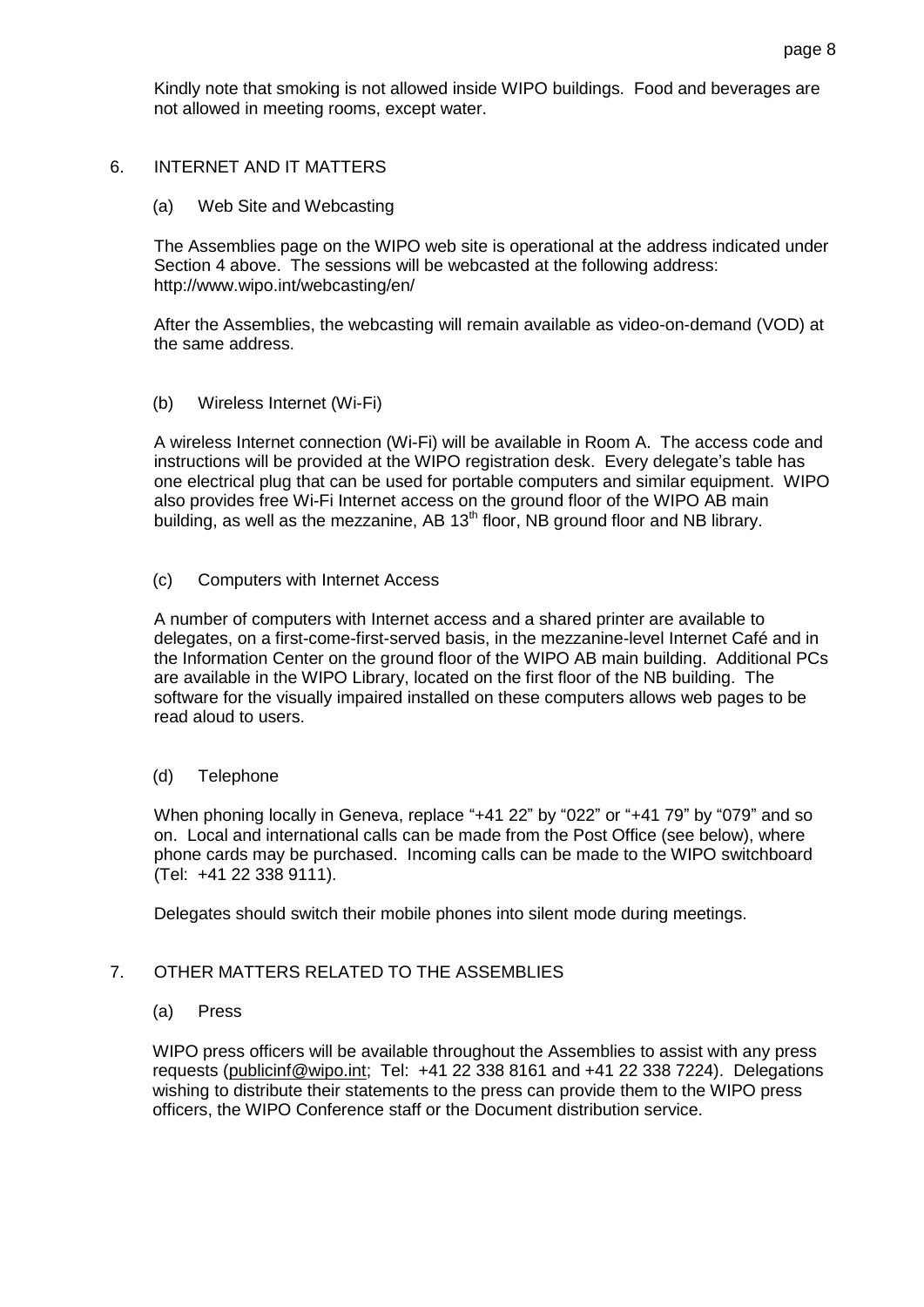Kindly note that smoking is not allowed inside WIPO buildings. Food and beverages are not allowed in meeting rooms, except water.

## 6. INTERNET AND IT MATTERS

### (a) Web Site and Webcasting

The Assemblies page on the WIPO web site is operational at the address indicated under Section 4 above. The sessions will be webcasted at the following address: http://www.wipo.int/webcasting/en/

After the Assemblies, the webcasting will remain available as video-on-demand (VOD) at the same address.

### (b) Wireless Internet (Wi-Fi)

A wireless Internet connection (Wi-Fi) will be available in Room A. The access code and instructions will be provided at the WIPO registration desk. Every delegate's table has one electrical plug that can be used for portable computers and similar equipment. WIPO also provides free Wi-Fi Internet access on the ground floor of the WIPO AB main building, as well as the mezzanine, AB 13th floor, NB ground floor and NB library.

### (c) Computers with Internet Access

A number of computers with Internet access and a shared printer are available to delegates, on a first-come-first-served basis, in the mezzanine-level Internet Café and in the Information Center on the ground floor of the WIPO AB main building. Additional PCs are available in the WIPO Library, located on the first floor of the NB building. The software for the visually impaired installed on these computers allows web pages to be read aloud to users.

### (d) Telephone

When phoning locally in Geneva, replace "+41 22" by "022" or "+41 79" by "079" and so on. Local and international calls can be made from the Post Office (see below), where phone cards may be purchased. Incoming calls can be made to the WIPO switchboard (Tel: +41 22 338 9111).

Delegates should switch their mobile phones into silent mode during meetings.

## 7. OTHER MATTERS RELATED TO THE ASSEMBLIES

### (a) Press

WIPO press officers will be available throughout the Assemblies to assist with any press requests (publicinf@wipo.int; Tel: +41 22 338 8161 and +41 22 338 7224). Delegations wishing to distribute their statements to the press can provide them to the WIPO press officers, the WIPO Conference staff or the Document distribution service.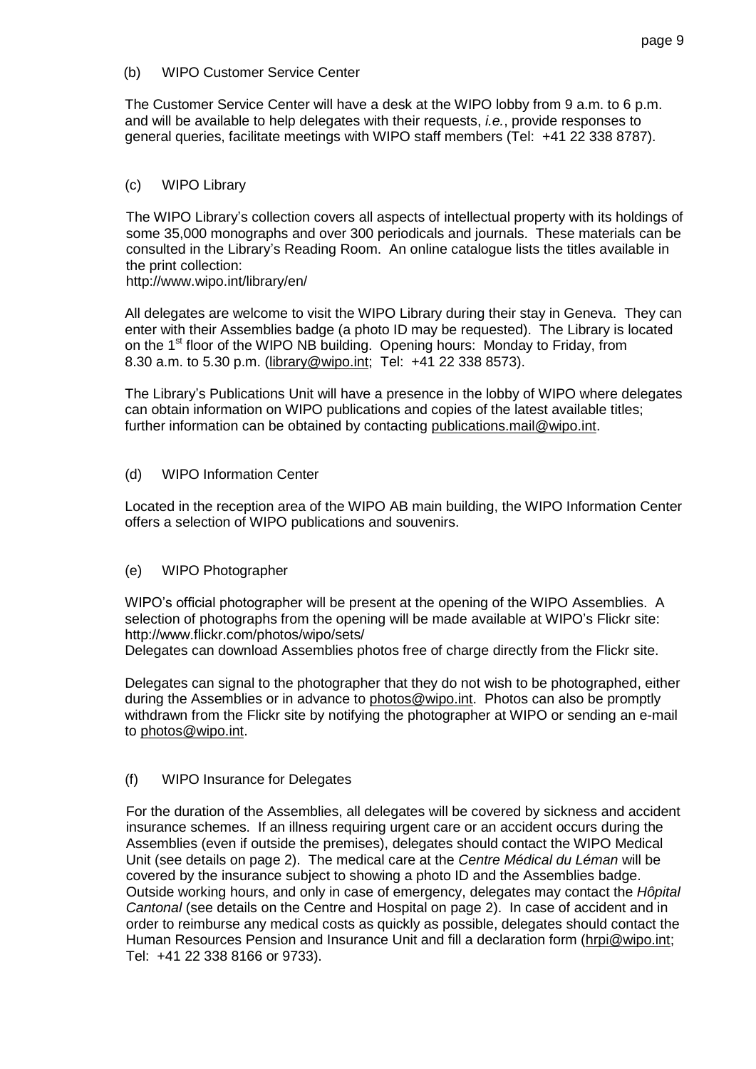### (b) WIPO Customer Service Center

The Customer Service Center will have a desk at the WIPO lobby from 9 a.m. to 6 p.m. and will be available to help delegates with their requests, *i.e.*, provide responses to general queries, facilitate meetings with WIPO staff members (Tel: +41 22 338 8787).

### (c) WIPO Library

The WIPO Library's collection covers all aspects of intellectual property with its holdings of some 35,000 monographs and over 300 periodicals and journals. These materials can be consulted in the Library's Reading Room. An online catalogue lists the titles available in the print collection:
http://www.wipo.int/library/en/

All delegates are welcome to visit the WIPO Library during their stay in Geneva. They can enter with their Assemblies badge (a photo ID may be requested). The Library is located on the 1st floor of the WIPO NB building. Opening hours: Monday to Friday, from 8.30 a.m. to 5.30 p.m. (library@wipo.int; Tel: +41 22 338 8573).

The Library's Publications Unit will have a presence in the lobby of WIPO where delegates can obtain information on WIPO publications and copies of the latest available titles; further information can be obtained by contacting publications.mail@wipo.int.

### (d) WIPO Information Center

Located in the reception area of the WIPO AB main building, the WIPO Information Center offers a selection of WIPO publications and souvenirs.

### (e) WIPO Photographer

WIPO's official photographer will be present at the opening of the WIPO Assemblies. A selection of photographs from the opening will be made available at WIPO's Flickr site: http://www.flickr.com/photos/wipo/sets/
Delegates can download Assemblies photos free of charge directly from the Flickr site.

Delegates can signal to the photographer that they do not wish to be photographed, either during the Assemblies or in advance to photos@wipo.int. Photos can also be promptly withdrawn from the Flickr site by notifying the photographer at WIPO or sending an e-mail to photos@wipo.int.

### (f) WIPO Insurance for Delegates

For the duration of the Assemblies, all delegates will be covered by sickness and accident insurance schemes. If an illness requiring urgent care or an accident occurs during the Assemblies (even if outside the premises), delegates should contact the WIPO Medical Unit (see details on page 2). The medical care at the *Centre Médical du Léman* will be covered by the insurance subject to showing a photo ID and the Assemblies badge. Outside working hours, and only in case of emergency, delegates may contact the *Hôpital Cantonal* (see details on the Centre and Hospital on page 2). In case of accident and in order to reimburse any medical costs as quickly as possible, delegates should contact the Human Resources Pension and Insurance Unit and fill a declaration form (hrpi@wipo.int; Tel: +41 22 338 8166 or 9733).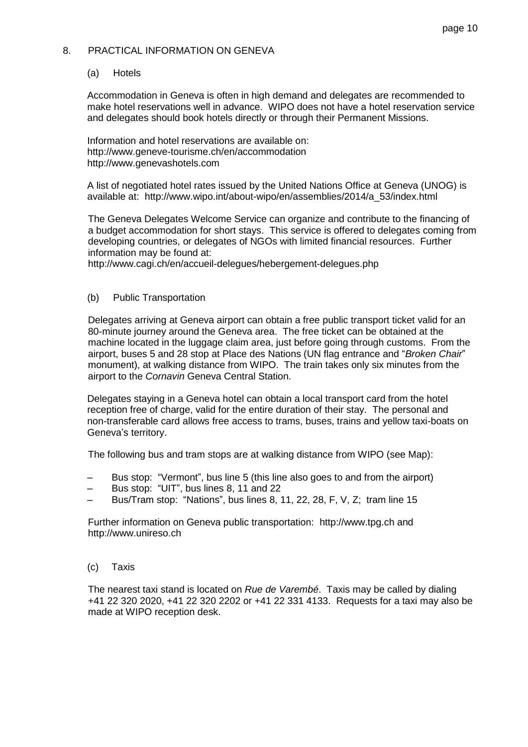## 8. PRACTICAL INFORMATION ON GENEVA

### (a) Hotels

Accommodation in Geneva is often in high demand and delegates are recommended to make hotel reservations well in advance. WIPO does not have a hotel reservation service and delegates should book hotels directly or through their Permanent Missions.

Information and hotel reservations are available on:
http://www.geneve-tourisme.ch/en/accommodation
http://www.genevashotels.com

A list of negotiated hotel rates issued by the United Nations Office at Geneva (UNOG) is available at: http://www.wipo.int/about-wipo/en/assemblies/2014/a_53/index.html

The Geneva Delegates Welcome Service can organize and contribute to the financing of a budget accommodation for short stays. This service is offered to delegates coming from developing countries, or delegates of NGOs with limited financial resources. Further information may be found at:
http://www.cagi.ch/en/accueil-delegues/hebergement-delegues.php

### (b) Public Transportation

Delegates arriving at Geneva airport can obtain a free public transport ticket valid for an 80-minute journey around the Geneva area. The free ticket can be obtained at the machine located in the luggage claim area, just before going through customs. From the airport, buses 5 and 28 stop at Place des Nations (UN flag entrance and "*Broken Chair*" monument), at walking distance from WIPO. The train takes only six minutes from the airport to the *Cornavin* Geneva Central Station.

Delegates staying in a Geneva hotel can obtain a local transport card from the hotel reception free of charge, valid for the entire duration of their stay. The personal and non-transferable card allows free access to trams, buses, trains and yellow taxi-boats on Geneva's territory.

The following bus and tram stops are at walking distance from WIPO (see Map):

- Bus stop: "Vermont", bus line 5 (this line also goes to and from the airport)
- Bus stop: "UIT", bus lines 8, 11 and 22
- Bus/Tram stop: "Nations", bus lines 8, 11, 22, 28, F, V, Z; tram line 15

Further information on Geneva public transportation: http://www.tpg.ch and http://www.unireso.ch

### (c) Taxis

The nearest taxi stand is located on *Rue de Varembé*. Taxis may be called by dialing +41 22 320 2020, +41 22 320 2202 or +41 22 331 4133. Requests for a taxi may also be made at WIPO reception desk.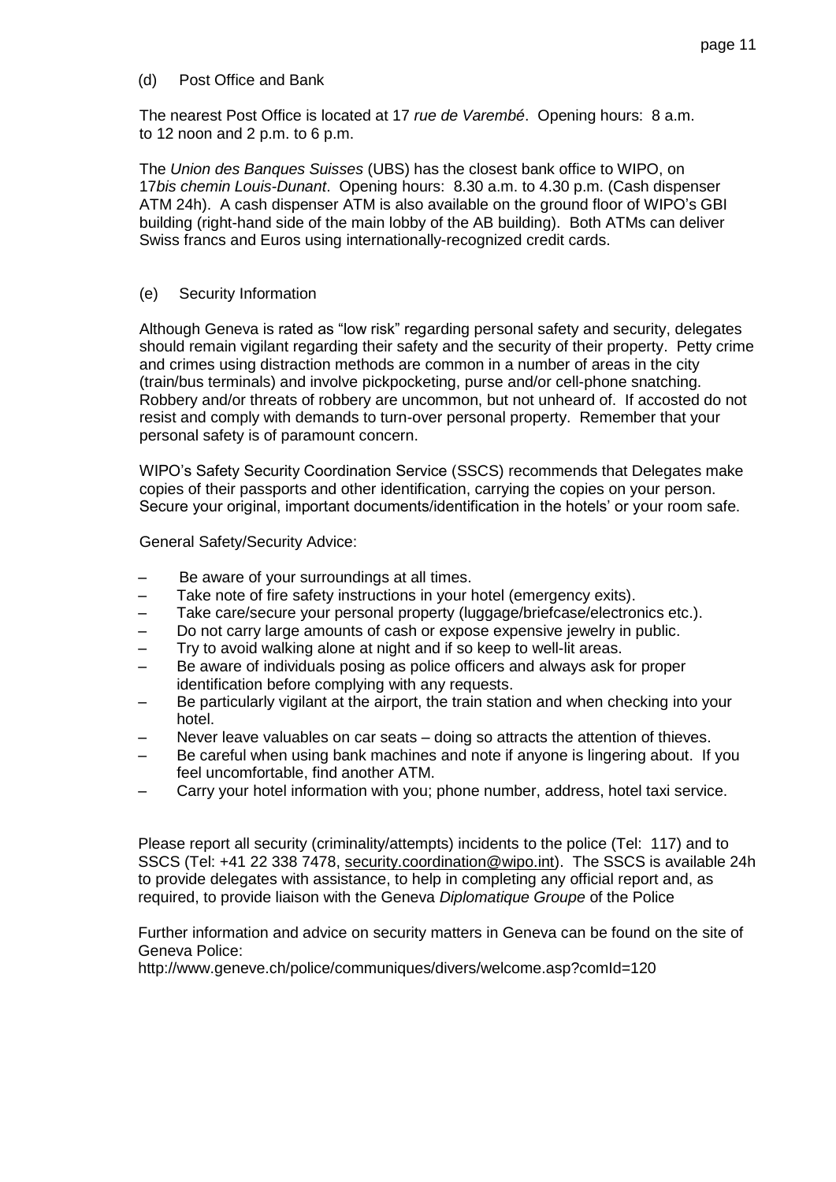(d) Post Office and Bank

The nearest Post Office is located at 17 *rue de Varembé*. Opening hours: 8 a.m. to 12 noon and 2 p.m. to 6 p.m.

The *Union des Banques Suisses* (UBS) has the closest bank office to WIPO, on 17*bis chemin Louis-Dunant*. Opening hours: 8.30 a.m. to 4.30 p.m. (Cash dispenser ATM 24h). A cash dispenser ATM is also available on the ground floor of WIPO's GBI building (right-hand side of the main lobby of the AB building). Both ATMs can deliver Swiss francs and Euros using internationally-recognized credit cards.

(e) Security Information

Although Geneva is rated as "low risk" regarding personal safety and security, delegates should remain vigilant regarding their safety and the security of their property. Petty crime and crimes using distraction methods are common in a number of areas in the city (train/bus terminals) and involve pickpocketing, purse and/or cell-phone snatching. Robbery and/or threats of robbery are uncommon, but not unheard of. If accosted do not resist and comply with demands to turn-over personal property. Remember that your personal safety is of paramount concern.

WIPO's Safety Security Coordination Service (SSCS) recommends that Delegates make copies of their passports and other identification, carrying the copies on your person. Secure your original, important documents/identification in the hotels' or your room safe.

General Safety/Security Advice:

- Be aware of your surroundings at all times.
- Take note of fire safety instructions in your hotel (emergency exits).
- Take care/secure your personal property (luggage/briefcase/electronics etc.).
- Do not carry large amounts of cash or expose expensive jewelry in public.
- Try to avoid walking alone at night and if so keep to well-lit areas.
- Be aware of individuals posing as police officers and always ask for proper identification before complying with any requests.
- Be particularly vigilant at the airport, the train station and when checking into your hotel.
- Never leave valuables on car seats – doing so attracts the attention of thieves.
- Be careful when using bank machines and note if anyone is lingering about. If you feel uncomfortable, find another ATM.
- Carry your hotel information with you; phone number, address, hotel taxi service.

Please report all security (criminality/attempts) incidents to the police (Tel: 117) and to SSCS (Tel: +41 22 338 7478, security.coordination@wipo.int). The SSCS is available 24h to provide delegates with assistance, to help in completing any official report and, as required, to provide liaison with the Geneva *Diplomatique Groupe* of the Police

Further information and advice on security matters in Geneva can be found on the site of Geneva Police:
http://www.geneve.ch/police/communiques/divers/welcome.asp?comId=120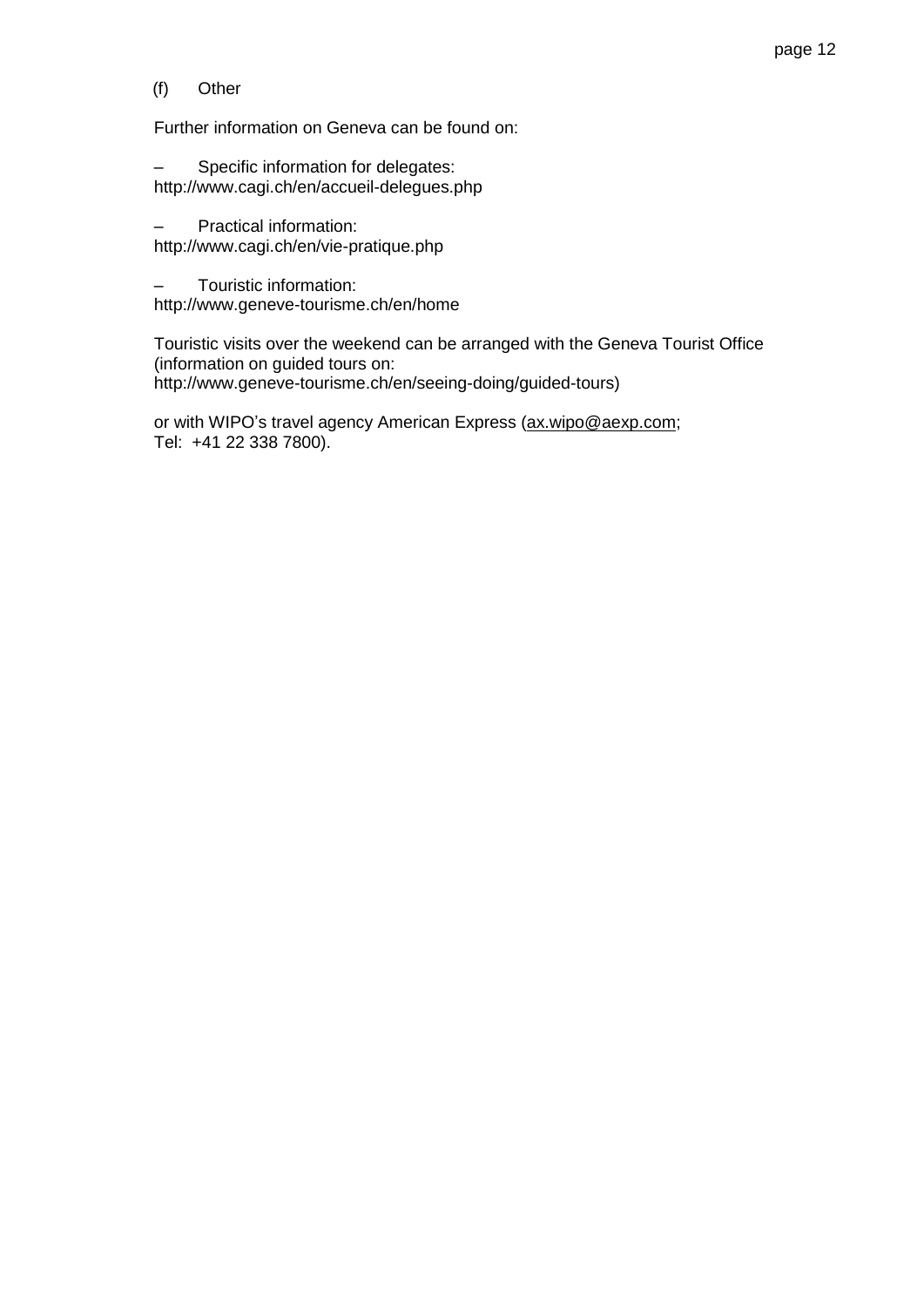(f) Other

Further information on Geneva can be found on:

– Specific information for delegates:
http://www.cagi.ch/en/accueil-delegues.php

– Practical information:
http://www.cagi.ch/en/vie-pratique.php

– Touristic information:
http://www.geneve-tourisme.ch/en/home

Touristic visits over the weekend can be arranged with the Geneva Tourist Office (information on guided tours on:
http://www.geneve-tourisme.ch/en/seeing-doing/guided-tours)

or with WIPO's travel agency American Express (ax.wipo@aexp.com;
Tel: +41 22 338 7800).